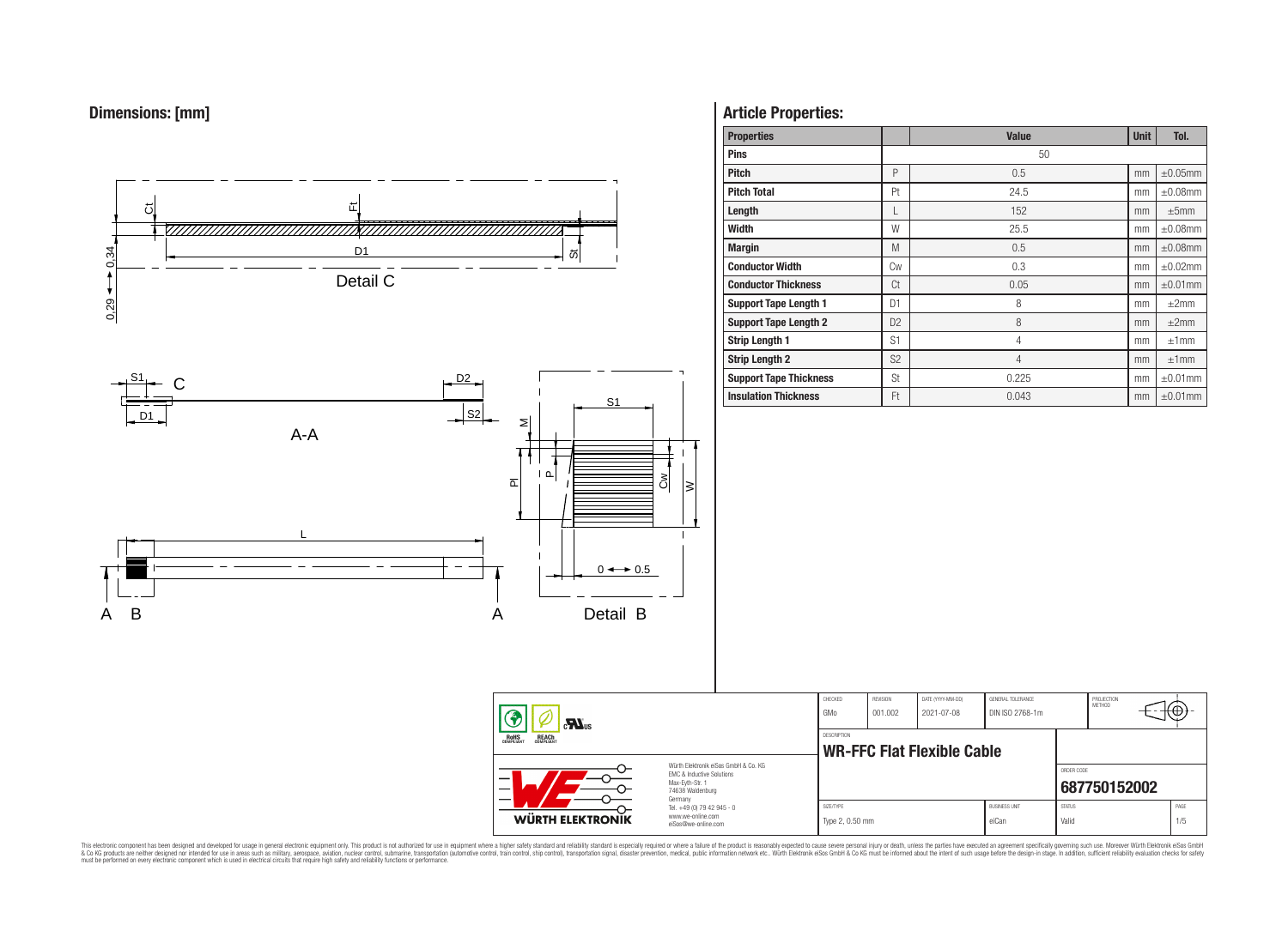## Dimensions: [mm]

Ct
Ft
0.34
0.29
D1
St
Detail C

S1
C
D1
D2
S2
A-A

S1
M
Pl
P
Cw
W
0 ◄► 0.5
Detail B

L
A B
A

## Article Properties:

| Properties | | Value | Unit | Tol. |
|---|---|---|---|---|
| Pins | | 50 | | |
| Pitch | P | 0.5 | mm | ±0.05mm |
| Pitch Total | Pt | 24.5 | mm | ±0.08mm |
| Length | L | 152 | mm | ±5mm |
| Width | W | 25.5 | mm | ±0.08mm |
| Margin | M | 0.5 | mm | ±0.08mm |
| Conductor Width | Cw | 0.3 | mm | ±0.02mm |
| Conductor Thickness | Ct | 0.05 | mm | ±0.01mm |
| Support Tape Length 1 | D1 | 8 | mm | ±2mm |
| Support Tape Length 2 | D2 | 8 | mm | ±2mm |
| Strip Length 1 | S1 | 4 | mm | ±1mm |
| Strip Length 2 | S2 | 4 | mm | ±1mm |
| Support Tape Thickness | St | 0.225 | mm | ±0.01mm |
| Insulation Thickness | Ft | 0.043 | mm | ±0.01mm |

RoHS COMPLIANT | REACh COMPLIANT | c RU us

Würth Elektronik eiSos GmbH & Co. KG
EMC & Inductive Solutions
Max-Eyth-Str. 1
74638 Waldenburg
Germany
Tel. +49 (0) 79 42 945 - 0
www.we-online.com
eiSos@we-online.com

WÜRTH ELEKTRONIK

| CHECKED | REVISION | DATE (YYYY-MM-DD) | GENERAL TOLERANCE | PROJECTION METHOD |
|---|---|---|---|---|
| GMo | 001.002 | 2021-07-08 | DIN ISO 2768-1m | |

DESCRIPTION
**WR-FFC Flat Flexible Cable**

ORDER CODE
**687750152002**

| SIZE/TYPE | BUSINESS UNIT | STATUS | PAGE |
|---|---|---|---|
| Type 2, 0.50 mm | eiCan | Valid | 1/5 |

This electronic component has been designed and developed for usage in general electronic equipment only. This product is not authorized for use in equipment where a higher safety standard and reliability standard is especially required or where a failure of the product is reasonably expected to cause severe personal injury or death, unless the parties have executed an agreement specifically governing such use. Moreover Würth Elektronik eiSos GmbH & Co KG products are neither designed nor intended for use in areas such as military, aerospace, aviation, nuclear control, submarine, transportation (automotive control, train control, ship control), transportation signal, disaster prevention, medical, public information network etc.. Würth Elektronik eiSos GmbH & Co KG must be informed about the intent of such usage before the design-in stage. In addition, sufficient reliability evaluation checks for safety must be performed on every electronic component which is used in electrical circuits that require high safety and reliability functions or performance.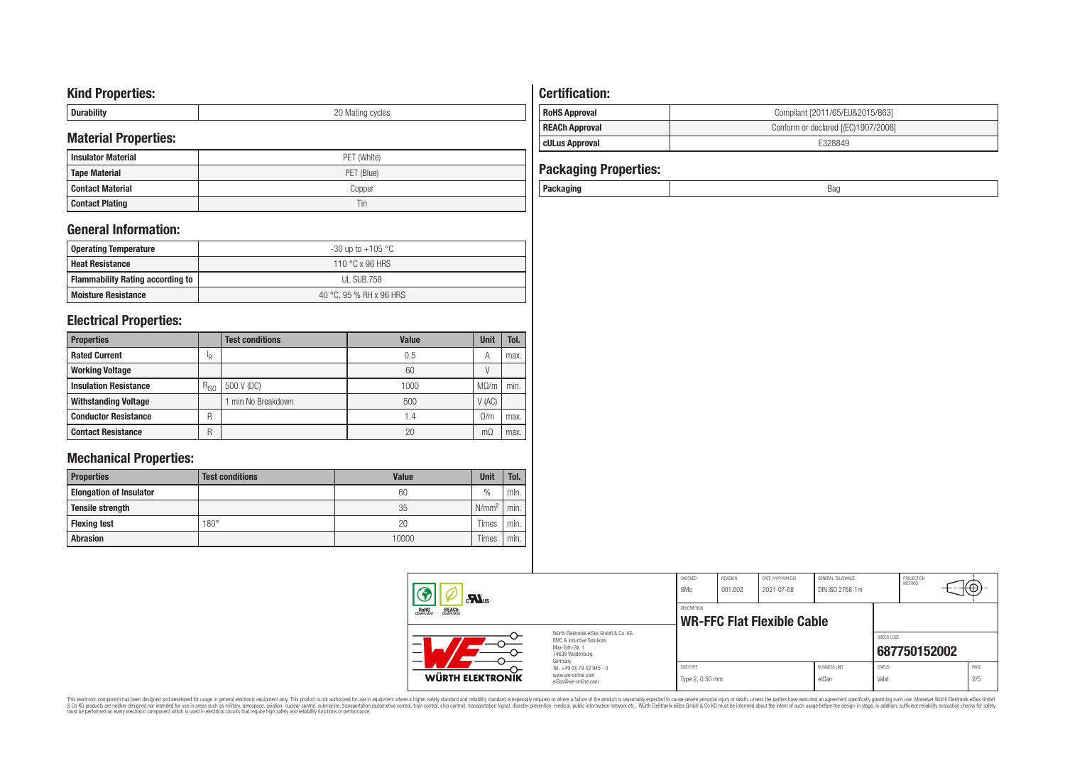## Kind Properties:

| | |
|---|---|
| **Durability** | 20 Mating cycles |

## Material Properties:

| | |
|---|---|
| **Insulator Material** | PET (White) |
| **Tape Material** | PET (Blue) |
| **Contact Material** | Copper |
| **Contact Plating** | Tin |

## General Information:

| | |
|---|---|
| **Operating Temperature** | -30 up to +105 °C |
| **Heat Resistance** | 110 °C x 96 HRS |
| **Flammability Rating according to** | UL SUB.758 |
| **Moisture Resistance** | 40 °C, 95 % RH x 96 HRS |

## Electrical Properties:

| Properties | | Test conditions | Value | Unit | Tol. |
|---|---|---|---|---|---|
| **Rated Current** | $I_R$ | | 0.5 | A | max. |
| **Working Voltage** | | | 60 | V | |
| **Insulation Resistance** | $R_{ISO}$ | 500 V (DC) | 1000 | MΩ/m | min. |
| **Withstanding Voltage** | | 1 min No Breakdown | 500 | V (AC) | |
| **Conductor Resistance** | R | | 1.4 | Ω/m | max. |
| **Contact Resistance** | R | | 20 | mΩ | max. |

## Mechanical Properties:

| Properties | Test conditions | Value | Unit | Tol. |
|---|---|---|---|---|
| **Elongation of Insulator** | | 60 | % | min. |
| **Tensile strength** | | 35 | $N/mm^2$ | min. |
| **Flexing test** | 180° | 20 | Times | min. |
| **Abrasion** | | 10000 | Times | min. |

## Certification:

| | |
|---|---|
| **RoHS Approval** | Compliant [2011/65/EU&2015/863] |
| **REACh Approval** | Conform or declared [(EC)1907/2006] |
| **cULus Approval** | E328849 |

## Packaging Properties:

| | |
|---|---|
| **Packaging** | Bag |

| | | | | | |
|---|---|---|---|---|---|
| CHECKED GMo | REVISION 001.002 | DATE (YYYY-MM-DD) 2021-07-08 | GENERAL TOLERANCE DIN ISO 2768-1m | PROJECTION METHOD | |
| DESCRIPTION **WR-FFC Flat Flexible Cable** | | | | ORDER CODE **687750152002** | |
| SIZE/TYPE Type 2, 0.50 mm | | | BUSINESS UNIT eiCan | STATUS Valid | PAGE 2/5 |

Würth Elektronik eiSos GmbH & Co. KG
EMC & Inductive Solutions
Max-Eyth-Str. 1
74638 Waldenburg
Germany
Tel. +49 (0) 79 42 945 - 0
www.we-online.com
eiSos@we-online.com

This electronic component has been designed and developed for usage in general electronic equipment only. This product is not authorized for use in equipment where a higher safety standard and reliability standard is especially required or where a failure of the product is reasonably expected to cause severe personal injury or death, unless the parties have executed an agreement specifically governing such use. Moreover Würth Elektronik eiSos GmbH & Co KG products are neither designed nor intended for use in areas such as military, aerospace, aviation, nuclear control, submarine, transportation (automotive control, train control, ship control), transportation signal, disaster prevention, medical, public information network etc.. Würth Elektronik eiSos GmbH & Co KG must be informed about the intent of such usage before the design-in stage. In addition, sufficient reliability evaluation checks for safety must be performed on every electronic component which is used in electrical circuits that require high safety and reliability functions or performance.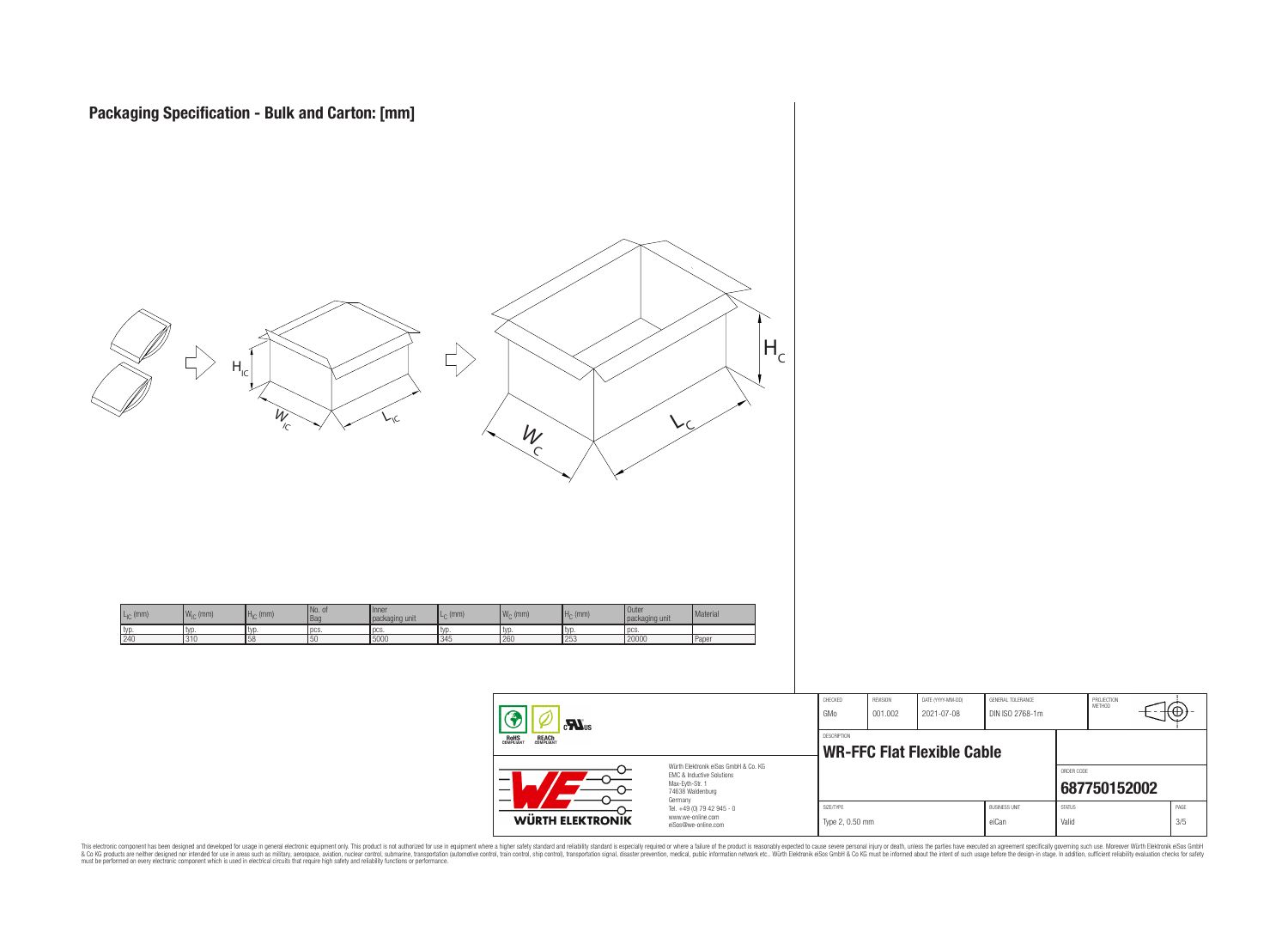## Packaging Specification - Bulk and Carton: [mm]

$H_{IC}$

$W_{IC}$

$L_{IC}$

$H_C$

$W_C$

$L_C$

| $L_{IC}$ (mm) | $W_{IC}$ (mm) | $H_{IC}$ (mm) | No. of Bag | Inner packaging unit | $L_C$ (mm) | $W_C$ (mm) | $H_C$ (mm) | Outer packaging unit | Material |
|---|---|---|---|---|---|---|---|---|---|
| typ. | typ. | typ. | pcs. | pcs. | typ. | typ. | typ. | pcs. | |
| 240 | 310 | 58 | 50 | 5000 | 345 | 260 | 253 | 20000 | Paper |

| CHECKED | REVISION | DATE (YYYY-MM-DD) | GENERAL TOLERANCE | PROJECTION METHOD |
|---|---|---|---|---|
| GMo | 001.002 | 2021-07-08 | DIN ISO 2768-1m | |

DESCRIPTION

**WR-FFC Flat Flexible Cable**

ORDER CODE

**687750152002**

| SIZE/TYPE | BUSINESS UNIT | STATUS | PAGE |
|---|---|---|---|
| Type 2, 0.50 mm | eiCan | Valid | 3/5 |

RoHS COMPLIANT REACh COMPLIANT

Würth Elektronik eiSos GmbH & Co. KG
EMC & Inductive Solutions
Max-Eyth-Str. 1
74638 Waldenburg
Germany
Tel. +49 (0) 79 42 945 - 0
www.we-online.com
eiSos@we-online.com

WÜRTH ELEKTRONIK

This electronic component has been designed and developed for usage in general electronic equipment only. This product is not authorized for use in equipment where a higher safety standard and reliability standard is especially required or where a failure of the product is reasonably expected to cause severe personal injury or death, unless the parties have executed an agreement specifically governing such use. Moreover Würth Elektronik eiSos GmbH & Co KG products are neither designed nor intended for use in areas such as military, aerospace, aviation, nuclear control, submarine, transportation (automotive control, train control, ship control), transportation signal, disaster prevention, medical, public information network etc.. Würth Elektronik eiSos GmbH & Co KG must be informed about the intent of such usage before the design-in stage. In addition, sufficient reliability evaluation checks for safety must be performed on every electronic component which is used in electrical circuits that require high safety and reliability functions or performance.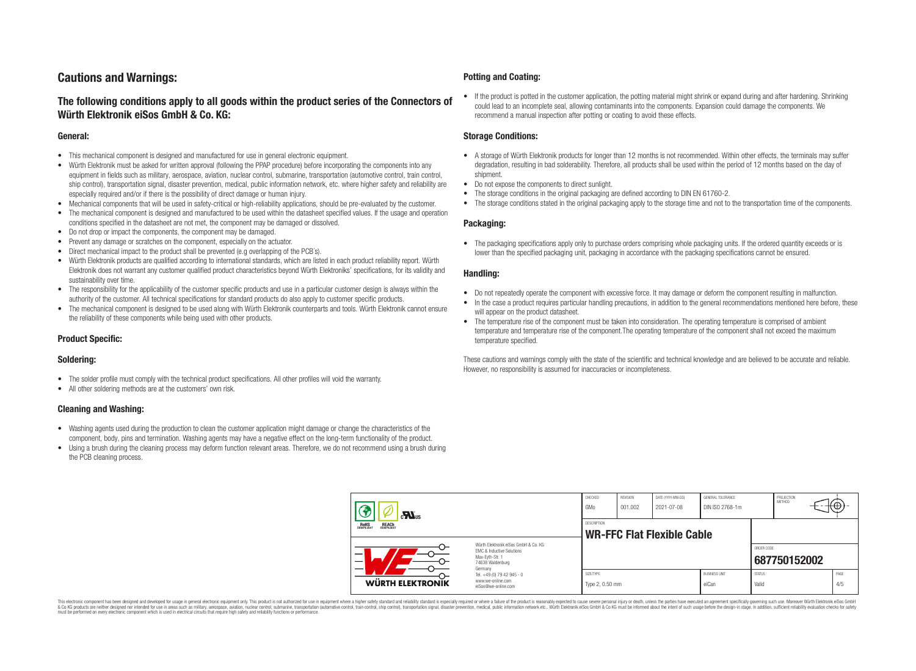# Cautions and Warnings:

## The following conditions apply to all goods within the product series of the Connectors of Würth Elektronik eiSos GmbH & Co. KG:

### General:

- This mechanical component is designed and manufactured for use in general electronic equipment.
- Würth Elektronik must be asked for written approval (following the PPAP procedure) before incorporating the components into any equipment in fields such as military, aerospace, aviation, nuclear control, submarine, transportation (automotive control, train control, ship control), transportation signal, disaster prevention, medical, public information network, etc. where higher safety and reliability are especially required and/or if there is the possibility of direct damage or human injury.
- Mechanical components that will be used in safety-critical or high-reliability applications, should be pre-evaluated by the customer.
- The mechanical component is designed and manufactured to be used within the datasheet specified values. If the usage and operation conditions specified in the datasheet are not met, the component may be damaged or dissolved.
- Do not drop or impact the components, the component may be damaged.
- Prevent any damage or scratches on the component, especially on the actuator.
- Direct mechanical impact to the product shall be prevented (e.g overlapping of the PCB´s).
- Würth Elektronik products are qualified according to international standards, which are listed in each product reliability report. Würth Elektronik does not warrant any customer qualified product characteristics beyond Würth Elektroniks' specifications, for its validity and sustainability over time.
- The responsibility for the applicability of the customer specific products and use in a particular customer design is always within the authority of the customer. All technical specifications for standard products do also apply to customer specific products.
- The mechanical component is designed to be used along with Würth Elektronik counterparts and tools. Würth Elektronik cannot ensure the reliability of these components while being used with other products.

### Product Specific:

### Soldering:

- The solder profile must comply with the technical product specifications. All other profiles will void the warranty.
- All other soldering methods are at the customers' own risk.

### Cleaning and Washing:

- Washing agents used during the production to clean the customer application might damage or change the characteristics of the component, body, pins and termination. Washing agents may have a negative effect on the long-term functionality of the product.
- Using a brush during the cleaning process may deform function relevant areas. Therefore, we do not recommend using a brush during the PCB cleaning process.

### Potting and Coating:

- If the product is potted in the customer application, the potting material might shrink or expand during and after hardening. Shrinking could lead to an incomplete seal, allowing contaminants into the components. Expansion could damage the components. We recommend a manual inspection after potting or coating to avoid these effects.

### Storage Conditions:

- A storage of Würth Elektronik products for longer than 12 months is not recommended. Within other effects, the terminals may suffer degradation, resulting in bad solderability. Therefore, all products shall be used within the period of 12 months based on the day of shipment.
- Do not expose the components to direct sunlight.
- The storage conditions in the original packaging are defined according to DIN EN 61760-2.
- The storage conditions stated in the original packaging apply to the storage time and not to the transportation time of the components.

### Packaging:

- The packaging specifications apply only to purchase orders comprising whole packaging units. If the ordered quantity exceeds or is lower than the specified packaging unit, packaging in accordance with the packaging specifications cannot be ensured.

### Handling:

- Do not repeatedly operate the component with excessive force. It may damage or deform the component resulting in malfunction.
- In the case a product requires particular handling precautions, in addition to the general recommendations mentioned here before, these will appear on the product datasheet.
- The temperature rise of the component must be taken into consideration. The operating temperature is comprised of ambient temperature and temperature rise of the component.The operating temperature of the component shall not exceed the maximum temperature specified.

These cautions and warnings comply with the state of the scientific and technical knowledge and are believed to be accurate and reliable. However, no responsibility is assumed for inaccuracies or incompleteness.

| | | | | | |
|---|---|---|---|---|---|
| CHECKED GMo | REVISION 001.002 | DATE (YYYY-MM-DD) 2021-07-08 | GENERAL TOLERANCE DIN ISO 2768-1m | PROJECTION METHOD | |
| DESCRIPTION **WR-FFC Flat Flexible Cable** | | | | | |
| Würth Elektronik eiSos GmbH & Co. KG, EMC & Inductive Solutions, Max-Eyth-Str. 1, 74638 Waldenburg, Germany, Tel. +49 (0) 79 42 945 - 0, www.we-online.com, eiSos@we-online.com | | | | ORDER CODE **687750152002** | |
| SIZE/TYPE Type 2, 0.50 mm | | | BUSINESS UNIT eiCan | STATUS Valid | PAGE 4/5 |

This electronic component has been designed and developed for usage in general electronic equipment only. This product is not authorized for use in equipment where a higher safety standard and reliability standard is especially required or where a failure of the product is reasonably expected to cause severe personal injury or death, unless the parties have executed an agreement specifically governing such usage. Moreover Würth Elektronik eiSos GmbH & Co KG products are neither designed nor intended for use in areas such as military, aerospace, aviation, nuclear control, submarine, transportation (automotive control, train control, ship control), transportation signal, disaster prevention, medical, public information network etc.. Würth Elektronik eiSos GmbH & Co KG must be informed about the intent of such usage before the design-in stage. In addition, sufficient reliability evaluation checks for safety must be performed on every electronic component which is used in electrical circuits that require high safety and reliability functions or performance.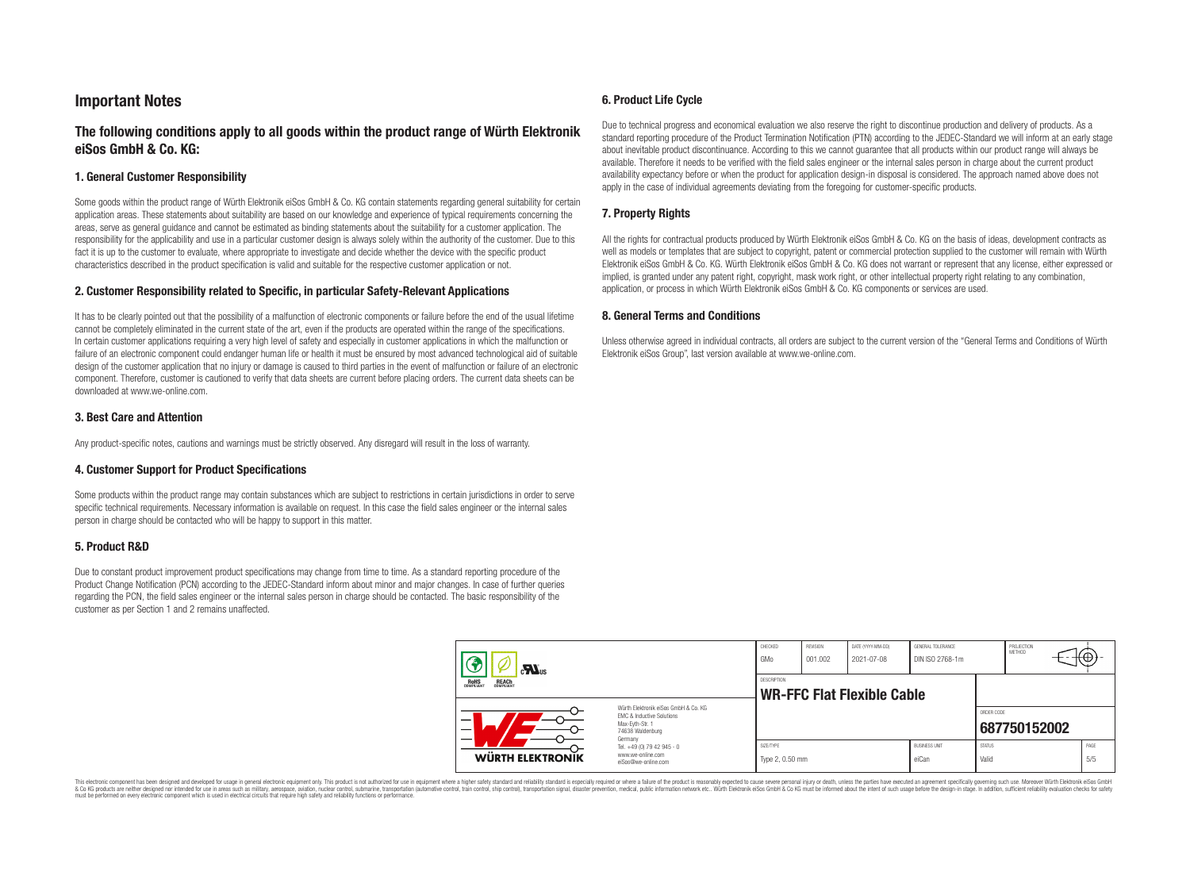# Important Notes

## The following conditions apply to all goods within the product range of Würth Elektronik eiSos GmbH & Co. KG:

### 1. General Customer Responsibility

Some goods within the product range of Würth Elektronik eiSos GmbH & Co. KG contain statements regarding general suitability for certain application areas. These statements about suitability are based on our knowledge and experience of typical requirements concerning the areas, serve as general guidance and cannot be estimated as binding statements about the suitability for a customer application. The responsibility for the applicability and use in a particular customer design is always solely within the authority of the customer. Due to this fact it is up to the customer to evaluate, where appropriate to investigate and decide whether the device with the specific product characteristics described in the product specification is valid and suitable for the respective customer application or not.

### 2. Customer Responsibility related to Specific, in particular Safety-Relevant Applications

It has to be clearly pointed out that the possibility of a malfunction of electronic components or failure before the end of the usual lifetime cannot be completely eliminated in the current state of the art, even if the products are operated within the range of the specifications. In certain customer applications requiring a very high level of safety and especially in customer applications in which the malfunction or failure of an electronic component could endanger human life or health it must be ensured by most advanced technological aid of suitable design of the customer application that no injury or damage is caused to third parties in the event of malfunction or failure of an electronic component. Therefore, customer is cautioned to verify that data sheets are current before placing orders. The current data sheets can be downloaded at www.we-online.com.

### 3. Best Care and Attention

Any product-specific notes, cautions and warnings must be strictly observed. Any disregard will result in the loss of warranty.

### 4. Customer Support for Product Specifications

Some products within the product range may contain substances which are subject to restrictions in certain jurisdictions in order to serve specific technical requirements. Necessary information is available on request. In this case the field sales engineer or the internal sales person in charge should be contacted who will be happy to support in this matter.

### 5. Product R&D

Due to constant product improvement product specifications may change from time to time. As a standard reporting procedure of the Product Change Notification (PCN) according to the JEDEC-Standard inform about minor and major changes. In case of further queries regarding the PCN, the field sales engineer or the internal sales person in charge should be contacted. The basic responsibility of the customer as per Section 1 and 2 remains unaffected.

### 6. Product Life Cycle

Due to technical progress and economical evaluation we also reserve the right to discontinue production and delivery of products. As a standard reporting procedure of the Product Termination Notification (PTN) according to the JEDEC-Standard we will inform at an early stage about inevitable product discontinuance. According to this we cannot guarantee that all products within our product range will always be available. Therefore it needs to be verified with the field sales engineer or the internal sales person in charge about the current product availability expectancy before or when the product for application design-in disposal is considered. The approach named above does not apply in the case of individual agreements deviating from the foregoing for customer-specific products.

### 7. Property Rights

All the rights for contractual products produced by Würth Elektronik eiSos GmbH & Co. KG on the basis of ideas, development contracts as well as models or templates that are subject to copyright, patent or commercial protection supplied to the customer will remain with Würth Elektronik eiSos GmbH & Co. KG. Würth Elektronik eiSos GmbH & Co. KG does not warrant or represent that any license, either expressed or implied, is granted under any patent right, copyright, mask work right, or other intellectual property right relating to any combination, application, or process in which Würth Elektronik eiSos GmbH & Co. KG components or services are used.

### 8. General Terms and Conditions

Unless otherwise agreed in individual contracts, all orders are subject to the current version of the "General Terms and Conditions of Würth Elektronik eiSos Group", last version available at www.we-online.com.

| | | | | | |
|---|---|---|---|---|---|
| CHECKED GMo | REVISION 001.002 | DATE (YYYY-MM-DD) 2021-07-08 | GENERAL TOLERANCE DIN ISO 2768-1m | PROJECTION METHOD | |
| DESCRIPTION **WR-FFC Flat Flexible Cable** | | | | | |
| Würth Elektronik eiSos GmbH & Co. KG, EMC & Inductive Solutions, Max-Eyth-Str. 1, 74638 Waldenburg, Germany, Tel. +49 (0) 79 42 945 - 0, www.we-online.com, eiSos@we-online.com | | | | ORDER CODE **687750152002** | |
| SIZE/TYPE Type 2, 0.50 mm | | | BUSINESS UNIT eiCan | STATUS Valid | PAGE 5/5 |

This electronic component has been designed and developed for usage in general electronic equipment only. This product is not authorized for use in equipment where a higher safety standard and reliability standard is especially required or where a failure of the product is reasonably expected to cause severe personal injury or death, unless the parties have executed an agreement specifically governing such use. Moreover Würth Elektronik eiSos GmbH & Co KG products are neither designed nor intended for use in areas such as military, aerospace, aviation, nuclear control, submarine, transportation (automotive control, train control, ship control), transportation signal, disaster prevention, medical, public information network etc.. Würth Elektronik eiSos GmbH & Co KG must be informed about the intent of such usage before the design-in stage. In addition, sufficient reliability evaluation checks for safety must be performed on every electronic component which is used in electrical circuits that require high safety and reliability functions or performance.